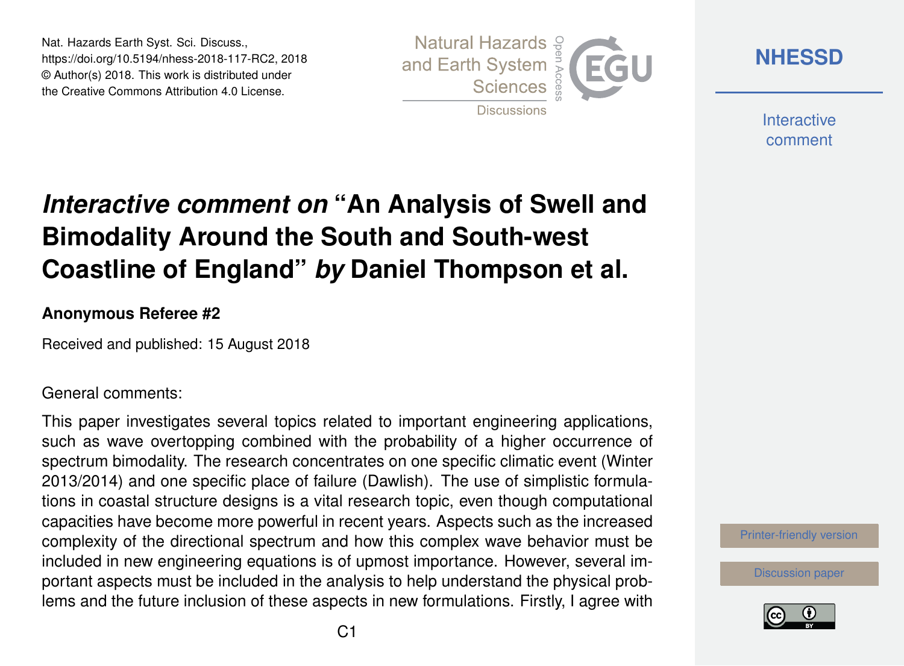# *Interactive comment on* "An Analysis of Swell and Bimodality Around the South and South-west Coastline of England" *by* Daniel Thompson et al.

**Anonymous Referee #2**

Received and published: 15 August 2018

General comments:

This paper investigates several topics related to important engineering applications, such as wave overtopping combined with the probability of a higher occurrence of spectrum bimodality. The research concentrates on one specific climatic event (Winter 2013/2014) and one specific place of failure (Dawlish). The use of simplistic formulations in coastal structure designs is a vital research topic, even though computational capacities have become more powerful in recent years. Aspects such as the increased complexity of the directional spectrum and how this complex wave behavior must be included in new engineering equations is of upmost importance. However, several important aspects must be included in the analysis to help understand the physical problems and the future inclusion of these aspects in new formulations. Firstly, I agree with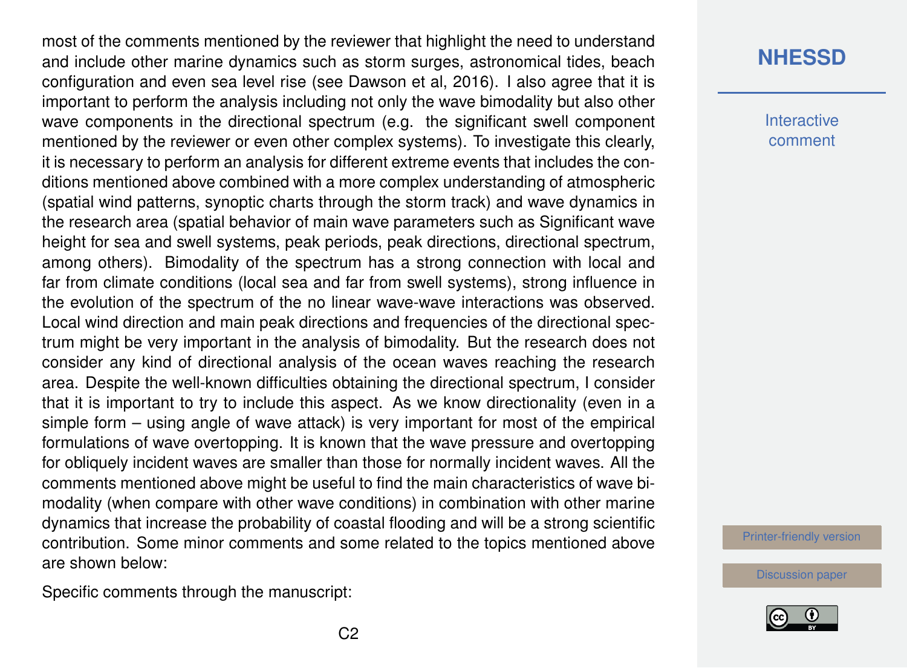most of the comments mentioned by the reviewer that highlight the need to understand and include other marine dynamics such as storm surges, astronomical tides, beach configuration and even sea level rise (see Dawson et al, 2016). I also agree that it is important to perform the analysis including not only the wave bimodality but also other wave components in the directional spectrum (e.g. the significant swell component mentioned by the reviewer or even other complex systems). To investigate this clearly, it is necessary to perform an analysis for different extreme events that includes the conditions mentioned above combined with a more complex understanding of atmospheric (spatial wind patterns, synoptic charts through the storm track) and wave dynamics in the research area (spatial behavior of main wave parameters such as Significant wave height for sea and swell systems, peak periods, peak directions, directional spectrum, among others). Bimodality of the spectrum has a strong connection with local and far from climate conditions (local sea and far from swell systems), strong influence in the evolution of the spectrum of the no linear wave-wave interactions was observed. Local wind direction and main peak directions and frequencies of the directional spectrum might be very important in the analysis of bimodality. But the research does not consider any kind of directional analysis of the ocean waves reaching the research area. Despite the well-known difficulties obtaining the directional spectrum, I consider that it is important to try to include this aspect. As we know directionality (even in a simple form – using angle of wave attack) is very important for most of the empirical formulations of wave overtopping. It is known that the wave pressure and overtopping for obliquely incident waves are smaller than those for normally incident waves. All the comments mentioned above might be useful to find the main characteristics of wave bimodality (when compare with other wave conditions) in combination with other marine dynamics that increase the probability of coastal flooding and will be a strong scientific contribution. Some minor comments and some related to the topics mentioned above are shown below:

Specific comments through the manuscript: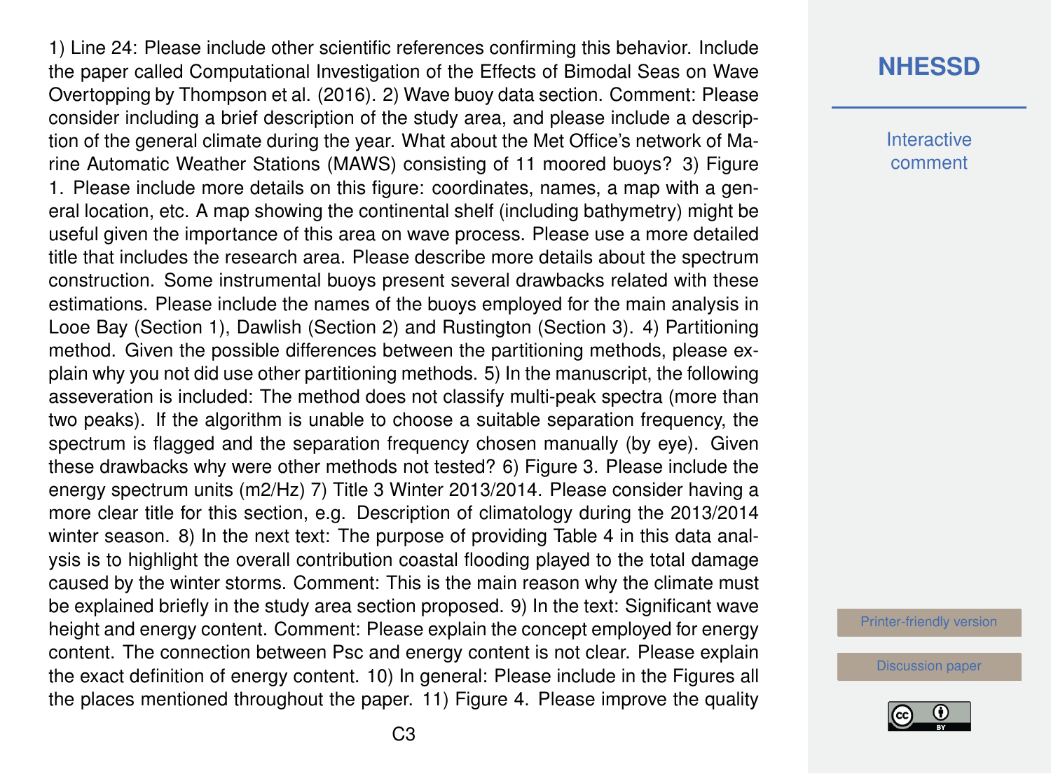1) Line 24: Please include other scientific references confirming this behavior. Include the paper called Computational Investigation of the Effects of Bimodal Seas on Wave Overtopping by Thompson et al. (2016). 2) Wave buoy data section. Comment: Please consider including a brief description of the study area, and please include a description of the general climate during the year. What about the Met Office's network of Marine Automatic Weather Stations (MAWS) consisting of 11 moored buoys? 3) Figure 1. Please include more details on this figure: coordinates, names, a map with a general location, etc. A map showing the continental shelf (including bathymetry) might be useful given the importance of this area on wave process. Please use a more detailed title that includes the research area. Please describe more details about the spectrum construction. Some instrumental buoys present several drawbacks related with these estimations. Please include the names of the buoys employed for the main analysis in Looe Bay (Section 1), Dawlish (Section 2) and Rustington (Section 3). 4) Partitioning method. Given the possible differences between the partitioning methods, please explain why you not did use other partitioning methods. 5) In the manuscript, the following asseveration is included: The method does not classify multi-peak spectra (more than two peaks). If the algorithm is unable to choose a suitable separation frequency, the spectrum is flagged and the separation frequency chosen manually (by eye). Given these drawbacks why were other methods not tested? 6) Figure 3. Please include the energy spectrum units (m2/Hz) 7) Title 3 Winter 2013/2014. Please consider having a more clear title for this section, e.g. Description of climatology during the 2013/2014 winter season. 8) In the next text: The purpose of providing Table 4 in this data analysis is to highlight the overall contribution coastal flooding played to the total damage caused by the winter storms. Comment: This is the main reason why the climate must be explained briefly in the study area section proposed. 9) In the text: Significant wave height and energy content. Comment: Please explain the concept employed for energy content. The connection between Psc and energy content is not clear. Please explain the exact definition of energy content. 10) In general: Please include in the Figures all the places mentioned throughout the paper. 11) Figure 4. Please improve the quality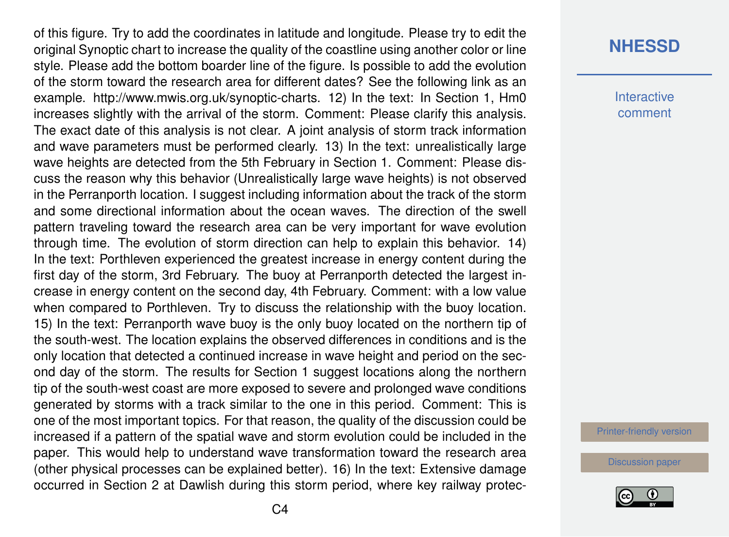of this figure. Try to add the coordinates in latitude and longitude. Please try to edit the original Synoptic chart to increase the quality of the coastline using another color or line style. Please add the bottom boarder line of the figure. Is possible to add the evolution of the storm toward the research area for different dates? See the following link as an example. http://www.mwis.org.uk/synoptic-charts. 12) In the text: In Section 1, Hm0 increases slightly with the arrival of the storm. Comment: Please clarify this analysis. The exact date of this analysis is not clear. A joint analysis of storm track information and wave parameters must be performed clearly. 13) In the text: unrealistically large wave heights are detected from the 5th February in Section 1. Comment: Please discuss the reason why this behavior (Unrealistically large wave heights) is not observed in the Perranporth location. I suggest including information about the track of the storm and some directional information about the ocean waves. The direction of the swell pattern traveling toward the research area can be very important for wave evolution through time. The evolution of storm direction can help to explain this behavior. 14) In the text: Porthleven experienced the greatest increase in energy content during the first day of the storm, 3rd February. The buoy at Perranporth detected the largest increase in energy content on the second day, 4th February. Comment: with a low value when compared to Porthleven. Try to discuss the relationship with the buoy location. 15) In the text: Perranporth wave buoy is the only buoy located on the northern tip of the south-west. The location explains the observed differences in conditions and is the only location that detected a continued increase in wave height and period on the second day of the storm. The results for Section 1 suggest locations along the northern tip of the south-west coast are more exposed to severe and prolonged wave conditions generated by storms with a track similar to the one in this period. Comment: This is one of the most important topics. For that reason, the quality of the discussion could be increased if a pattern of the spatial wave and storm evolution could be included in the paper. This would help to understand wave transformation toward the research area (other physical processes can be explained better). 16) In the text: Extensive damage occurred in Section 2 at Dawlish during this storm period, where key railway protec-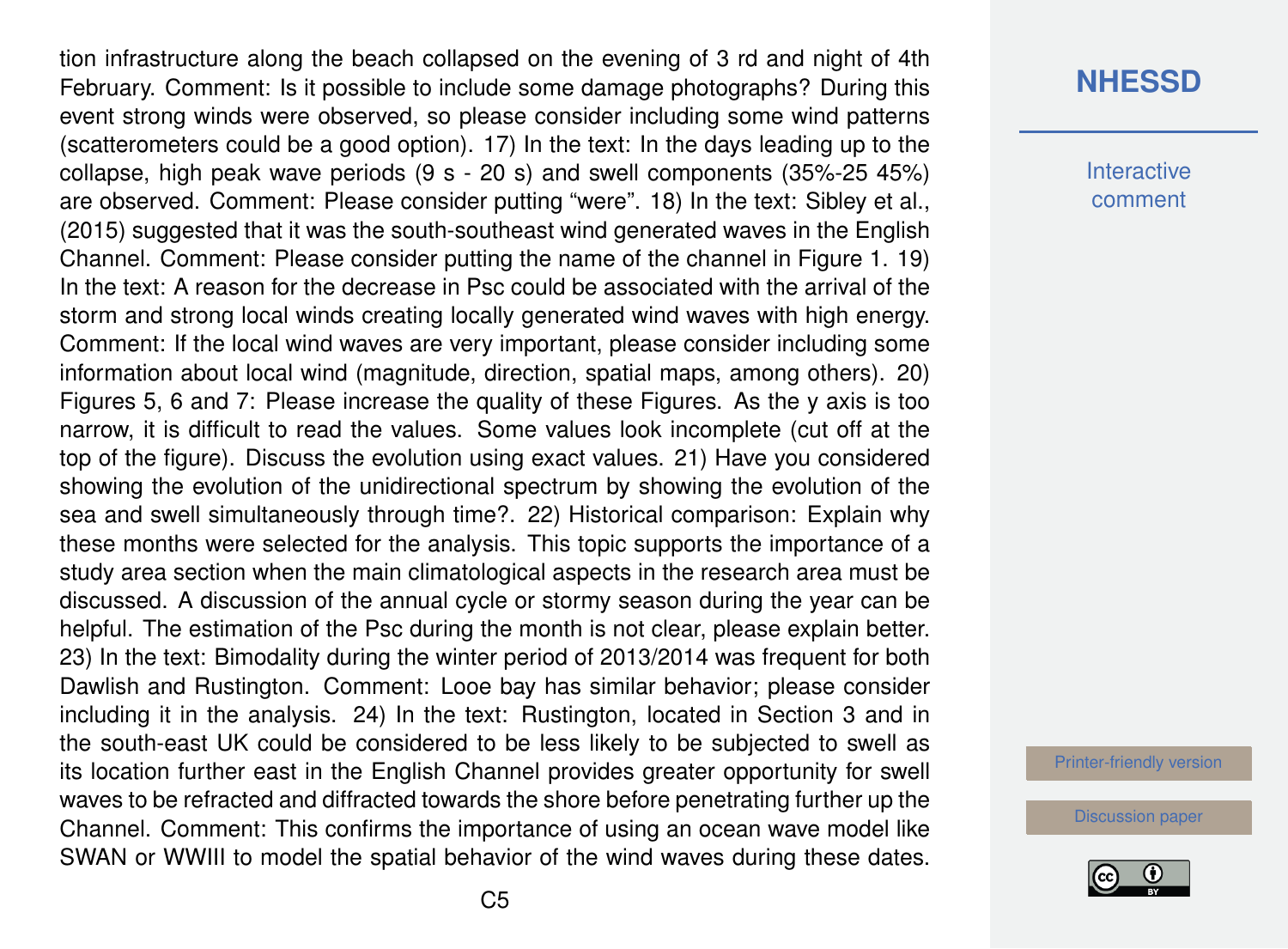tion infrastructure along the beach collapsed on the evening of 3 rd and night of 4th February. Comment: Is it possible to include some damage photographs? During this event strong winds were observed, so please consider including some wind patterns (scatterometers could be a good option). 17) In the text: In the days leading up to the collapse, high peak wave periods (9 s - 20 s) and swell components (35%-25 45%) are observed. Comment: Please consider putting "were". 18) In the text: Sibley et al., (2015) suggested that it was the south-southeast wind generated waves in the English Channel. Comment: Please consider putting the name of the channel in Figure 1. 19) In the text: A reason for the decrease in Psc could be associated with the arrival of the storm and strong local winds creating locally generated wind waves with high energy. Comment: If the local wind waves are very important, please consider including some information about local wind (magnitude, direction, spatial maps, among others). 20) Figures 5, 6 and 7: Please increase the quality of these Figures. As the y axis is too narrow, it is difficult to read the values. Some values look incomplete (cut off at the top of the figure). Discuss the evolution using exact values. 21) Have you considered showing the evolution of the unidirectional spectrum by showing the evolution of the sea and swell simultaneously through time?. 22) Historical comparison: Explain why these months were selected for the analysis. This topic supports the importance of a study area section when the main climatological aspects in the research area must be discussed. A discussion of the annual cycle or stormy season during the year can be helpful. The estimation of the Psc during the month is not clear, please explain better. 23) In the text: Bimodality during the winter period of 2013/2014 was frequent for both Dawlish and Rustington. Comment: Looe bay has similar behavior; please consider including it in the analysis. 24) In the text: Rustington, located in Section 3 and in the south-east UK could be considered to be less likely to be subjected to swell as its location further east in the English Channel provides greater opportunity for swell waves to be refracted and diffracted towards the shore before penetrating further up the Channel. Comment: This confirms the importance of using an ocean wave model like SWAN or WWIII to model the spatial behavior of the wind waves during these dates.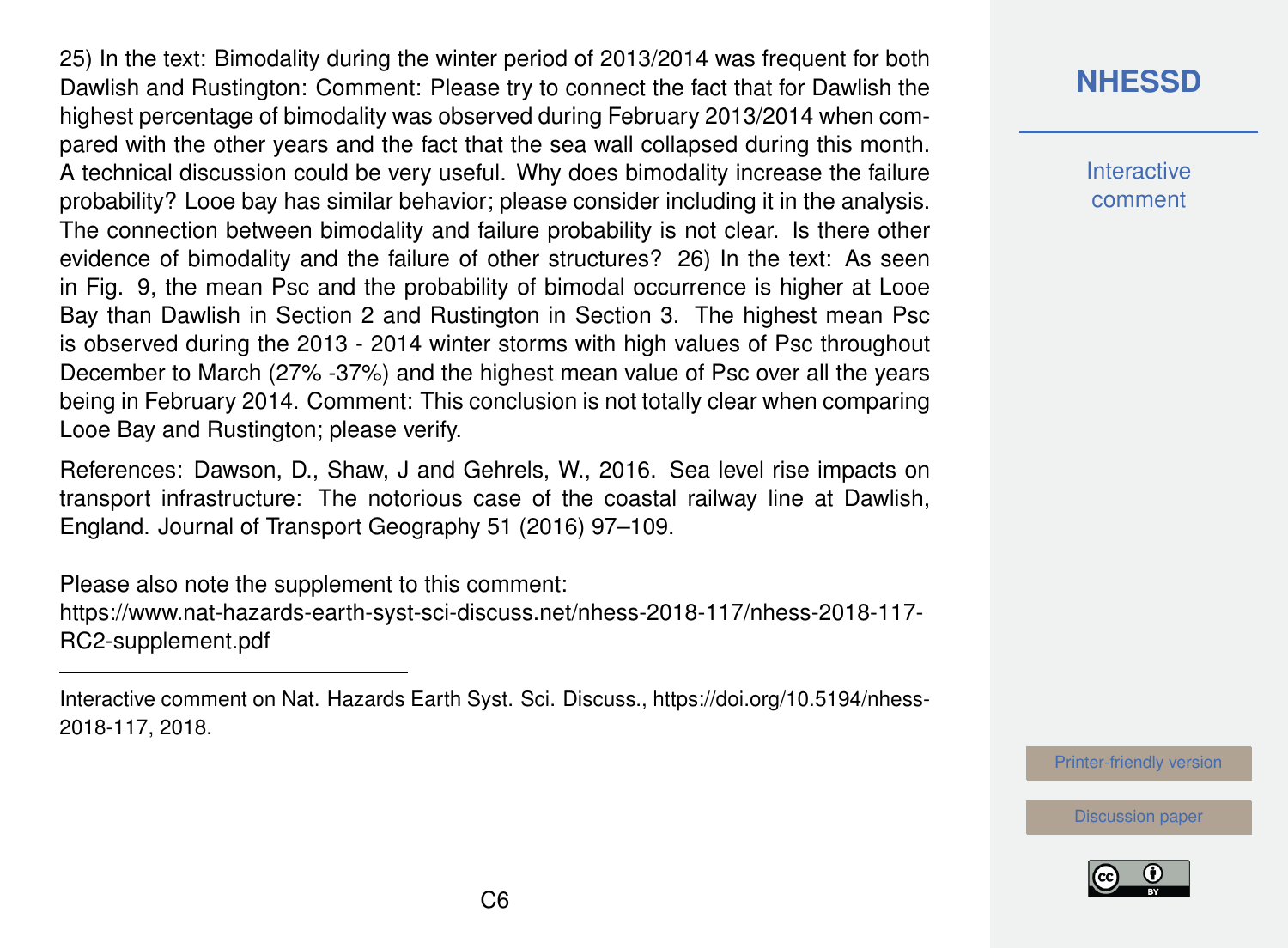25) In the text: Bimodality during the winter period of 2013/2014 was frequent for both Dawlish and Rustington: Comment: Please try to connect the fact that for Dawlish the highest percentage of bimodality was observed during February 2013/2014 when compared with the other years and the fact that the sea wall collapsed during this month. A technical discussion could be very useful. Why does bimodality increase the failure probability? Looe bay has similar behavior; please consider including it in the analysis. The connection between bimodality and failure probability is not clear. Is there other evidence of bimodality and the failure of other structures? 26) In the text: As seen in Fig. 9, the mean Psc and the probability of bimodal occurrence is higher at Looe Bay than Dawlish in Section 2 and Rustington in Section 3. The highest mean Psc is observed during the 2013 - 2014 winter storms with high values of Psc throughout December to March (27% -37%) and the highest mean value of Psc over all the years being in February 2014. Comment: This conclusion is not totally clear when comparing Looe Bay and Rustington; please verify.

References: Dawson, D., Shaw, J and Gehrels, W., 2016. Sea level rise impacts on transport infrastructure: The notorious case of the coastal railway line at Dawlish, England. Journal of Transport Geography 51 (2016) 97–109.

Please also note the supplement to this comment:
https://www.nat-hazards-earth-syst-sci-discuss.net/nhess-2018-117/nhess-2018-117-RC2-supplement.pdf

---

Interactive comment on Nat. Hazards Earth Syst. Sci. Discuss., https://doi.org/10.5194/nhess-2018-117, 2018.